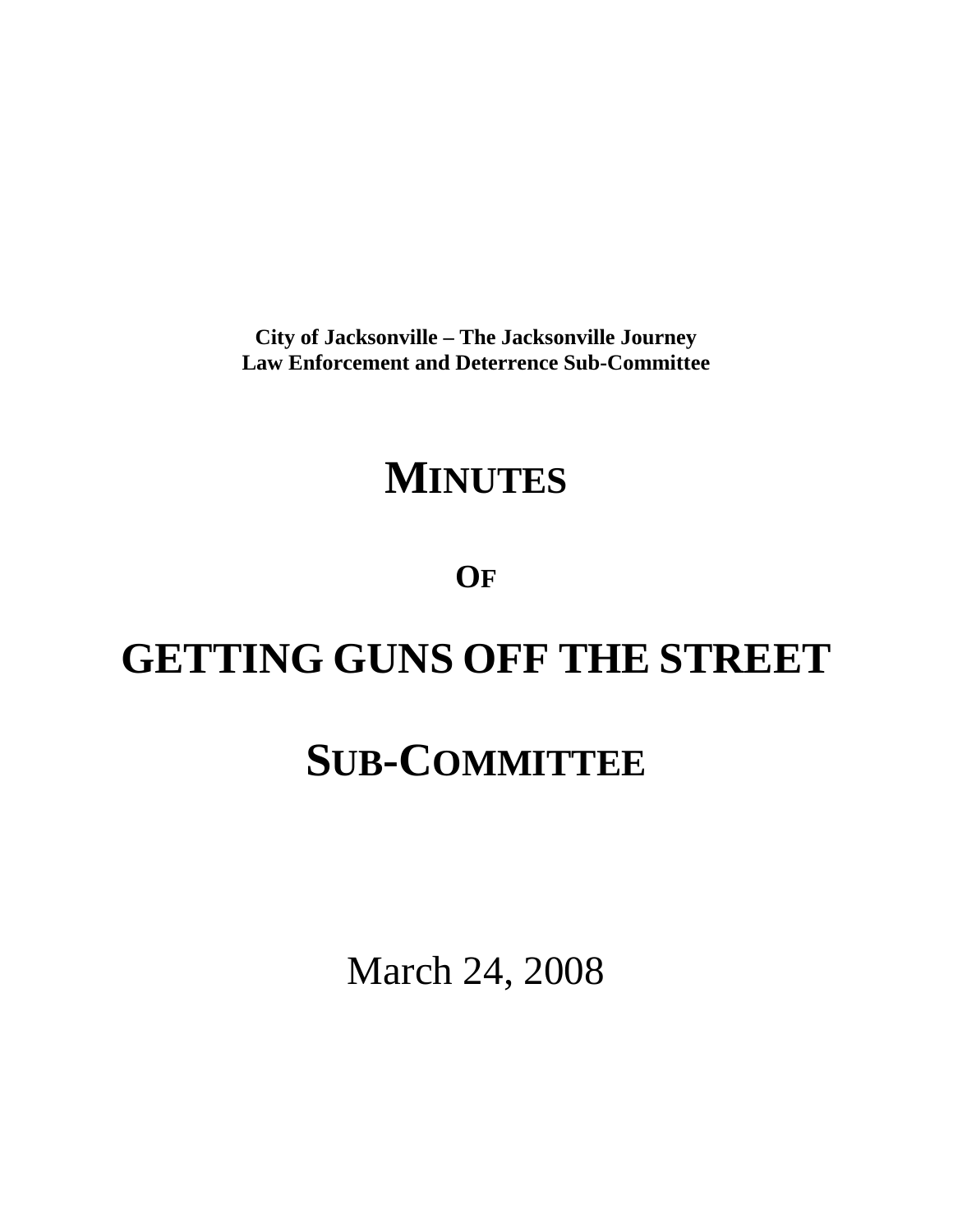**City of Jacksonville – The Jacksonville Journey**
**Law Enforcement and Deterrence Sub-Committee**

# MINUTES

## OF

# GETTING GUNS OFF THE STREET

# SUB-COMMITTEE

March 24, 2008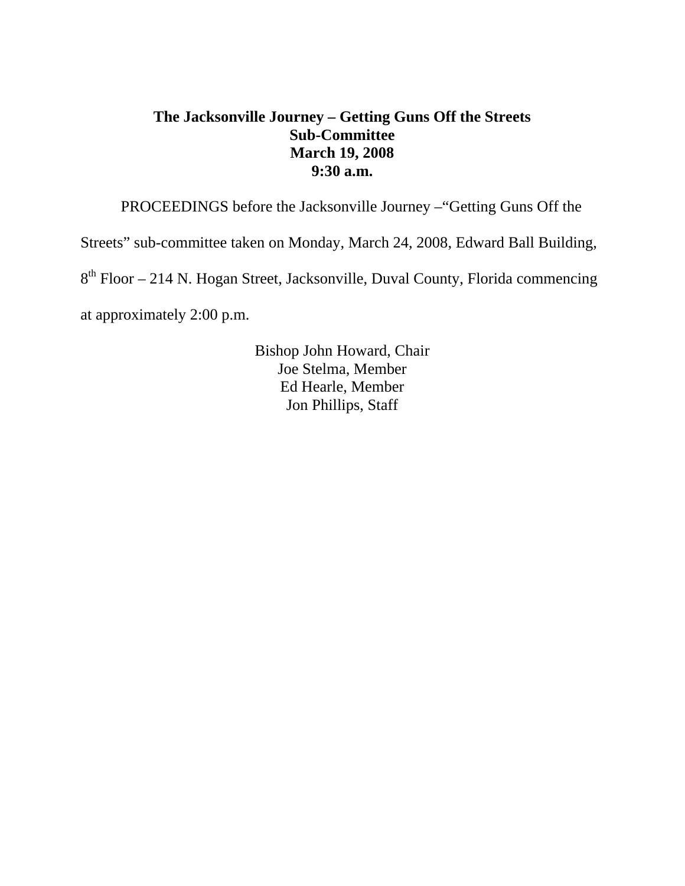**The Jacksonville Journey – Getting Guns Off the Streets**
**Sub-Committee**
**March 19, 2008**
**9:30 a.m.**

PROCEEDINGS before the Jacksonville Journey –“Getting Guns Off the Streets” sub-committee taken on Monday, March 24, 2008, Edward Ball Building, 8th Floor – 214 N. Hogan Street, Jacksonville, Duval County, Florida commencing at approximately 2:00 p.m.

Bishop John Howard, Chair
Joe Stelma, Member
Ed Hearle, Member
Jon Phillips, Staff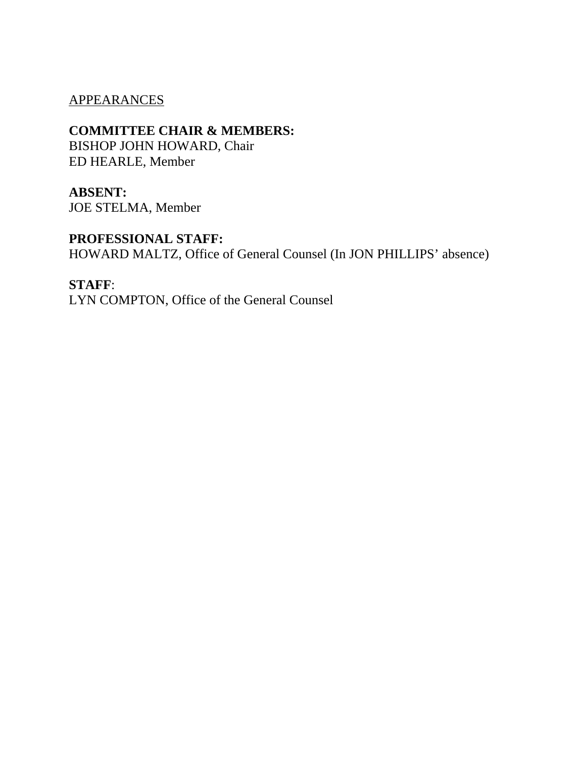APPEARANCES

**COMMITTEE CHAIR & MEMBERS:**
BISHOP JOHN HOWARD, Chair
ED HEARLE, Member

**ABSENT:**
JOE STELMA, Member

**PROFESSIONAL STAFF:**
HOWARD MALTZ, Office of General Counsel (In JON PHILLIPS' absence)

**STAFF**:
LYN COMPTON, Office of the General Counsel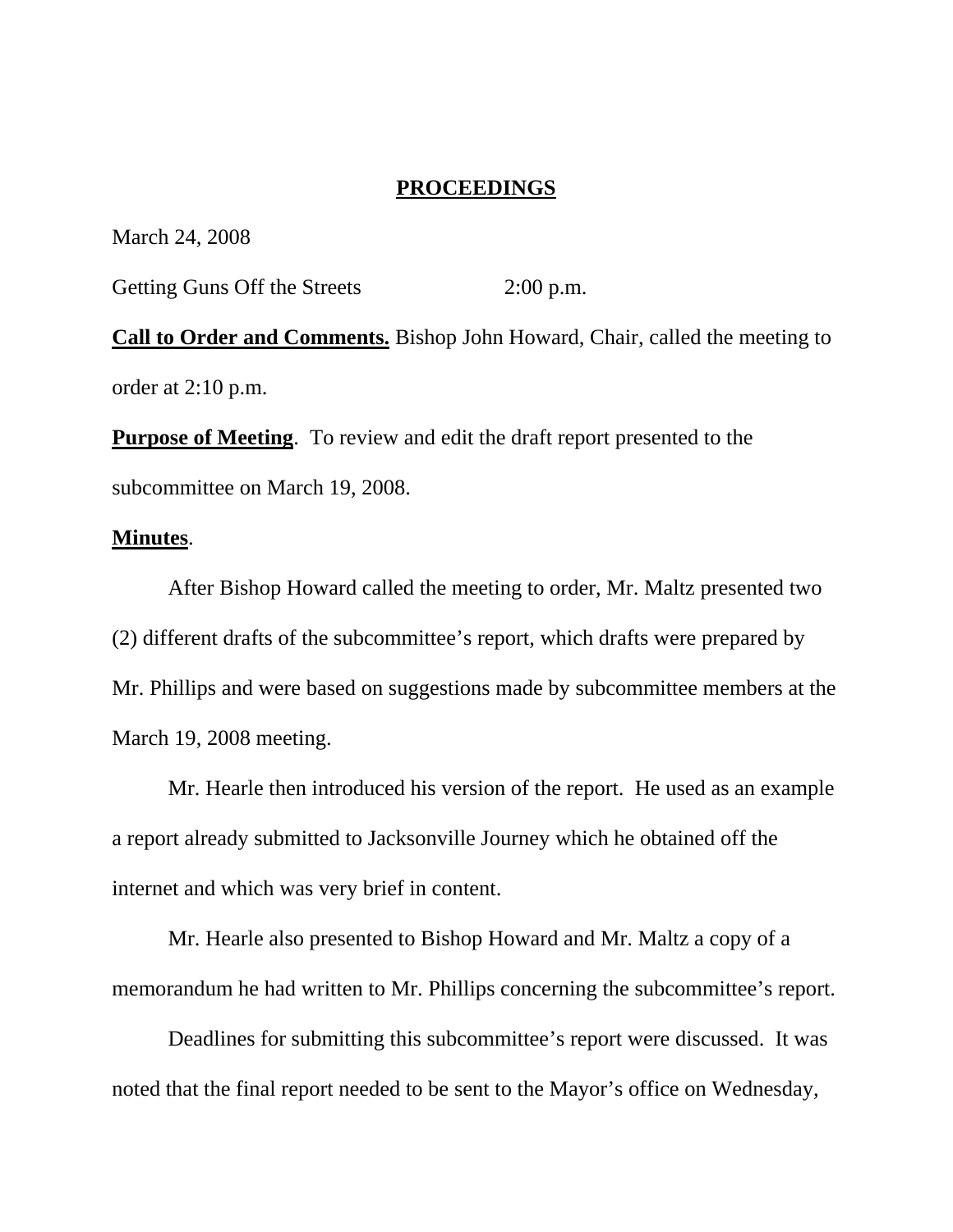# PROCEEDINGS

March 24, 2008

Getting Guns Off the Streets 2:00 p.m.

**Call to Order and Comments.** Bishop John Howard, Chair, called the meeting to order at 2:10 p.m.

**Purpose of Meeting**. To review and edit the draft report presented to the subcommittee on March 19, 2008.

**Minutes**.

After Bishop Howard called the meeting to order, Mr. Maltz presented two (2) different drafts of the subcommittee's report, which drafts were prepared by Mr. Phillips and were based on suggestions made by subcommittee members at the March 19, 2008 meeting.

Mr. Hearle then introduced his version of the report. He used as an example a report already submitted to Jacksonville Journey which he obtained off the internet and which was very brief in content.

Mr. Hearle also presented to Bishop Howard and Mr. Maltz a copy of a memorandum he had written to Mr. Phillips concerning the subcommittee's report.

Deadlines for submitting this subcommittee's report were discussed. It was noted that the final report needed to be sent to the Mayor's office on Wednesday,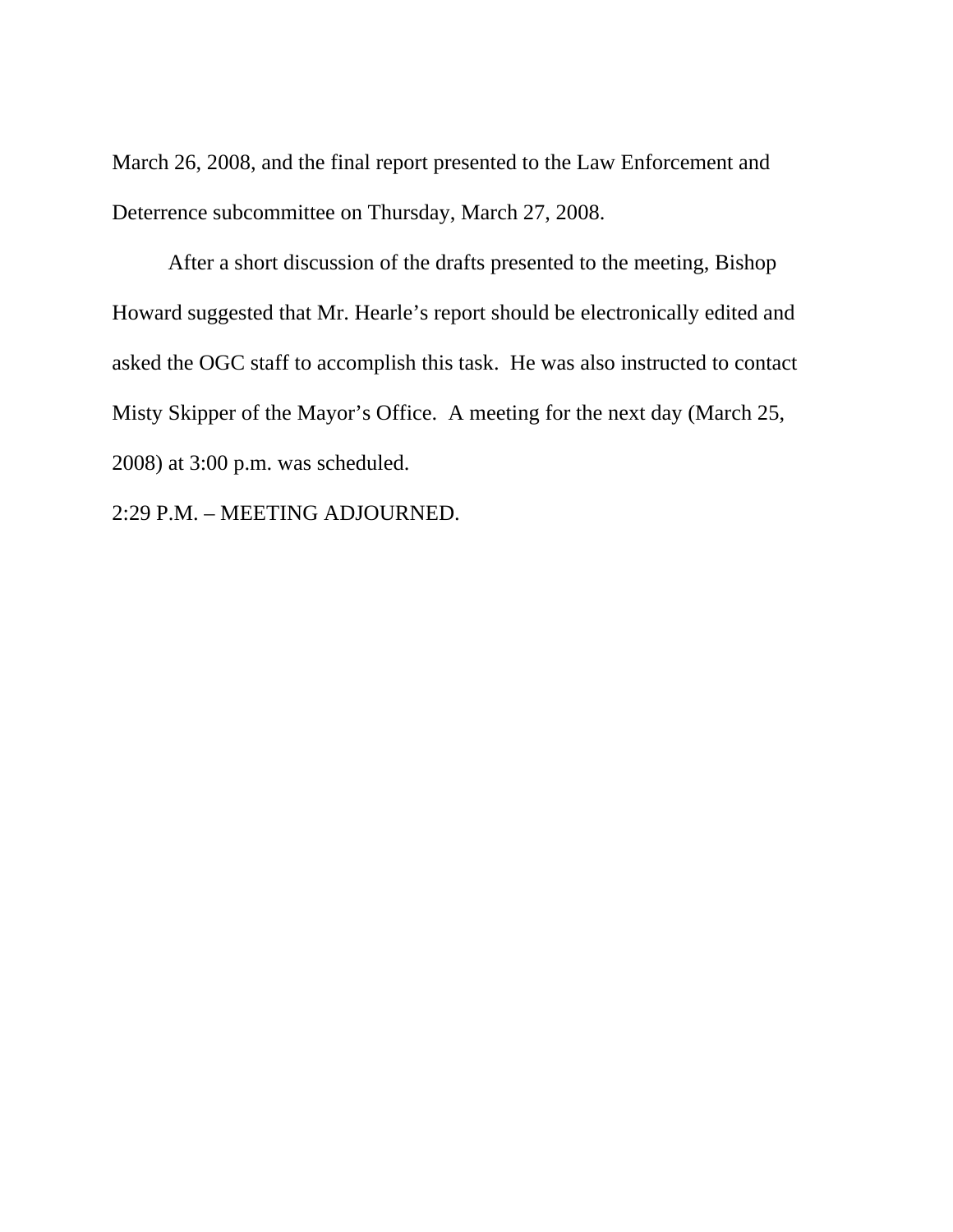March 26, 2008, and the final report presented to the Law Enforcement and Deterrence subcommittee on Thursday, March 27, 2008.

After a short discussion of the drafts presented to the meeting, Bishop Howard suggested that Mr. Hearle's report should be electronically edited and asked the OGC staff to accomplish this task. He was also instructed to contact Misty Skipper of the Mayor's Office. A meeting for the next day (March 25, 2008) at 3:00 p.m. was scheduled.

2:29 P.M. – MEETING ADJOURNED.